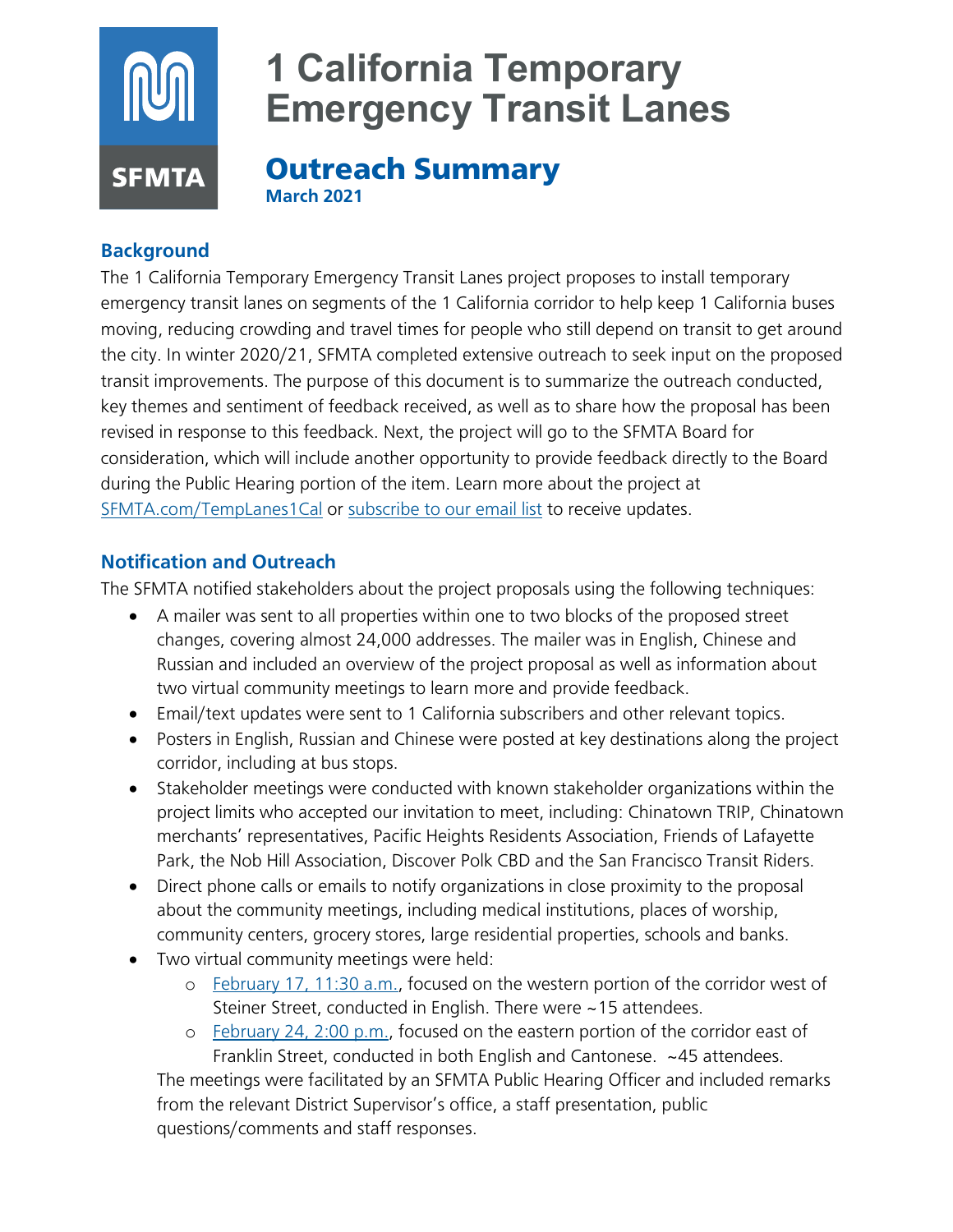# 1 California Temporary Emergency Transit Lanes

## Outreach Summary

**March 2021**

### Background

The 1 California Temporary Emergency Transit Lanes project proposes to install temporary emergency transit lanes on segments of the 1 California corridor to help keep 1 California buses moving, reducing crowding and travel times for people who still depend on transit to get around the city. In winter 2020/21, SFMTA completed extensive outreach to seek input on the proposed transit improvements. The purpose of this document is to summarize the outreach conducted, key themes and sentiment of feedback received, as well as to share how the proposal has been revised in response to this feedback. Next, the project will go to the SFMTA Board for consideration, which will include another opportunity to provide feedback directly to the Board during the Public Hearing portion of the item. Learn more about the project at SFMTA.com/TempLanes1Cal or subscribe to our email list to receive updates.

### Notification and Outreach

The SFMTA notified stakeholders about the project proposals using the following techniques:

- A mailer was sent to all properties within one to two blocks of the proposed street changes, covering almost 24,000 addresses. The mailer was in English, Chinese and Russian and included an overview of the project proposal as well as information about two virtual community meetings to learn more and provide feedback.
- Email/text updates were sent to 1 California subscribers and other relevant topics.
- Posters in English, Russian and Chinese were posted at key destinations along the project corridor, including at bus stops.
- Stakeholder meetings were conducted with known stakeholder organizations within the project limits who accepted our invitation to meet, including: Chinatown TRIP, Chinatown merchants' representatives, Pacific Heights Residents Association, Friends of Lafayette Park, the Nob Hill Association, Discover Polk CBD and the San Francisco Transit Riders.
- Direct phone calls or emails to notify organizations in close proximity to the proposal about the community meetings, including medical institutions, places of worship, community centers, grocery stores, large residential properties, schools and banks.
- Two virtual community meetings were held:
    - February 17, 11:30 a.m., focused on the western portion of the corridor west of Steiner Street, conducted in English. There were ~15 attendees.
    - February 24, 2:00 p.m., focused on the eastern portion of the corridor east of Franklin Street, conducted in both English and Cantonese. ~45 attendees.

  The meetings were facilitated by an SFMTA Public Hearing Officer and included remarks from the relevant District Supervisor's office, a staff presentation, public questions/comments and staff responses.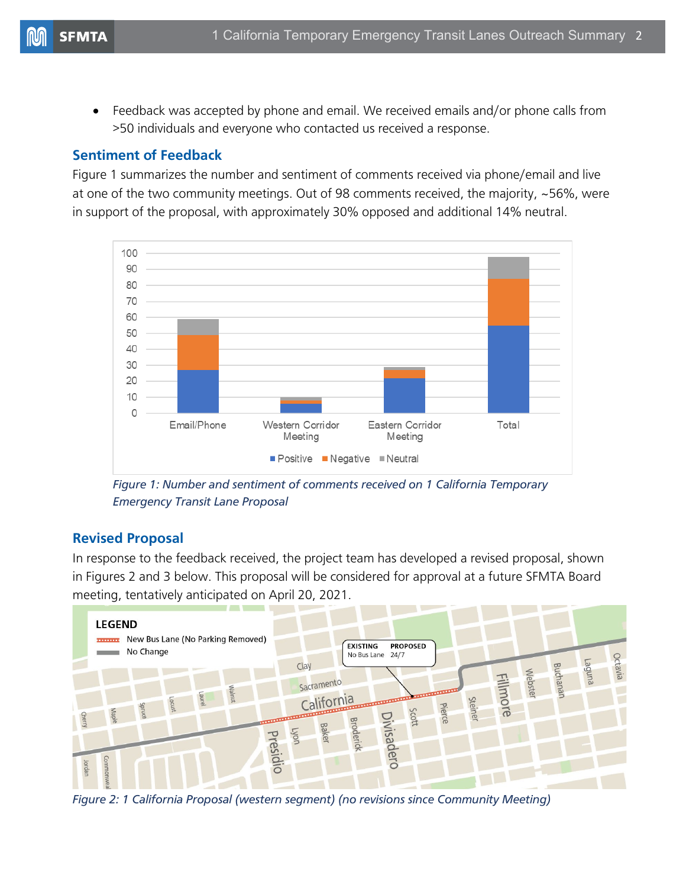- Feedback was accepted by phone and email. We received emails and/or phone calls from >50 individuals and everyone who contacted us received a response.

## Sentiment of Feedback

Figure 1 summarizes the number and sentiment of comments received via phone/email and live at one of the two community meetings. Out of 98 comments received, the majority, ~56%, were in support of the proposal, with approximately 30% opposed and additional 14% neutral.

*Figure 1: Number and sentiment of comments received on 1 California Temporary Emergency Transit Lane Proposal*

## Revised Proposal

In response to the feedback received, the project team has developed a revised proposal, shown in Figures 2 and 3 below. This proposal will be considered for approval at a future SFMTA Board meeting, tentatively anticipated on April 20, 2021.

*Figure 2: 1 California Proposal (western segment) (no revisions since Community Meeting)*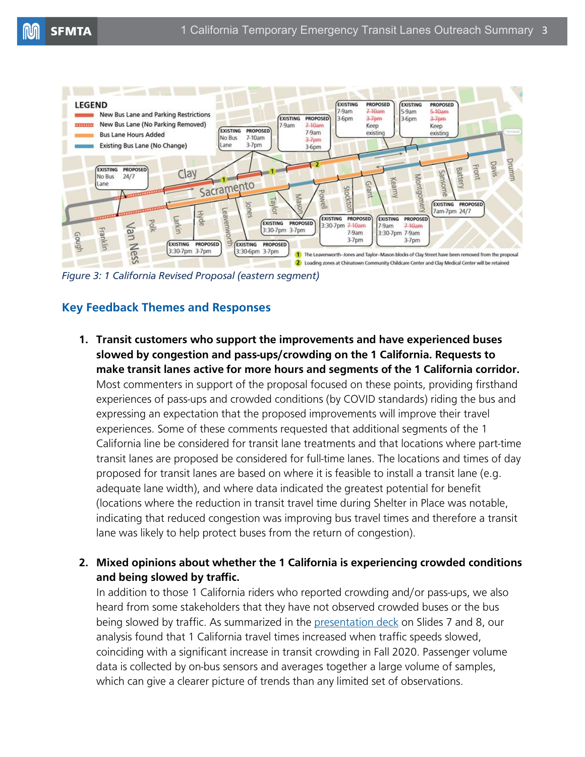*Figure 3: 1 California Revised Proposal (eastern segment)*

## Key Feedback Themes and Responses

1. **Transit customers who support the improvements and have experienced buses slowed by congestion and pass-ups/crowding on the 1 California. Requests to make transit lanes active for more hours and segments of the 1 California corridor.** Most commenters in support of the proposal focused on these points, providing firsthand experiences of pass-ups and crowded conditions (by COVID standards) riding the bus and expressing an expectation that the proposed improvements will improve their travel experiences. Some of these comments requested that additional segments of the 1 California line be considered for transit lane treatments and that locations where part-time transit lanes are proposed be considered for full-time lanes. The locations and times of day proposed for transit lanes are based on where it is feasible to install a transit lane (e.g. adequate lane width), and where data indicated the greatest potential for benefit (locations where the reduction in transit travel time during Shelter in Place was notable, indicating that reduced congestion was improving bus travel times and therefore a transit lane was likely to help protect buses from the return of congestion).

2. **Mixed opinions about whether the 1 California is experiencing crowded conditions and being slowed by traffic.**
In addition to those 1 California riders who reported crowding and/or pass-ups, we also heard from some stakeholders that they have not observed crowded buses or the bus being slowed by traffic. As summarized in the presentation deck on Slides 7 and 8, our analysis found that 1 California travel times increased when traffic speeds slowed, coinciding with a significant increase in transit crowding in Fall 2020. Passenger volume data is collected by on-bus sensors and averages together a large volume of samples, which can give a clearer picture of trends than any limited set of observations.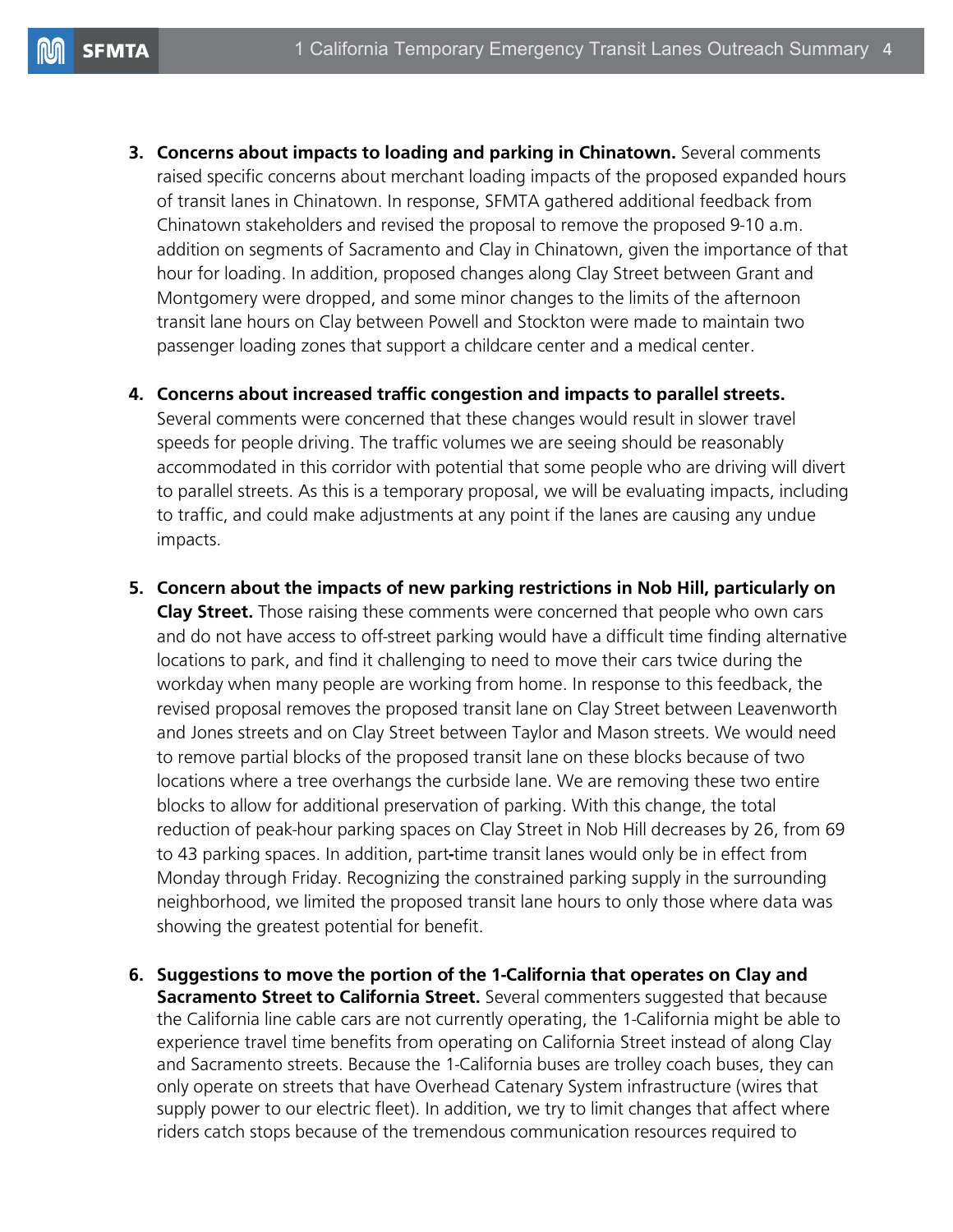3. **Concerns about impacts to loading and parking in Chinatown.** Several comments raised specific concerns about merchant loading impacts of the proposed expanded hours of transit lanes in Chinatown. In response, SFMTA gathered additional feedback from Chinatown stakeholders and revised the proposal to remove the proposed 9-10 a.m. addition on segments of Sacramento and Clay in Chinatown, given the importance of that hour for loading. In addition, proposed changes along Clay Street between Grant and Montgomery were dropped, and some minor changes to the limits of the afternoon transit lane hours on Clay between Powell and Stockton were made to maintain two passenger loading zones that support a childcare center and a medical center.

4. **Concerns about increased traffic congestion and impacts to parallel streets.** Several comments were concerned that these changes would result in slower travel speeds for people driving. The traffic volumes we are seeing should be reasonably accommodated in this corridor with potential that some people who are driving will divert to parallel streets. As this is a temporary proposal, we will be evaluating impacts, including to traffic, and could make adjustments at any point if the lanes are causing any undue impacts.

5. **Concern about the impacts of new parking restrictions in Nob Hill, particularly on Clay Street.** Those raising these comments were concerned that people who own cars and do not have access to off-street parking would have a difficult time finding alternative locations to park, and find it challenging to need to move their cars twice during the workday when many people are working from home. In response to this feedback, the revised proposal removes the proposed transit lane on Clay Street between Leavenworth and Jones streets and on Clay Street between Taylor and Mason streets. We would need to remove partial blocks of the proposed transit lane on these blocks because of two locations where a tree overhangs the curbside lane. We are removing these two entire blocks to allow for additional preservation of parking. With this change, the total reduction of peak-hour parking spaces on Clay Street in Nob Hill decreases by 26, from 69 to 43 parking spaces. In addition, part-time transit lanes would only be in effect from Monday through Friday. Recognizing the constrained parking supply in the surrounding neighborhood, we limited the proposed transit lane hours to only those where data was showing the greatest potential for benefit.

6. **Suggestions to move the portion of the 1-California that operates on Clay and Sacramento Street to California Street.** Several commenters suggested that because the California line cable cars are not currently operating, the 1-California might be able to experience travel time benefits from operating on California Street instead of along Clay and Sacramento streets. Because the 1-California buses are trolley coach buses, they can only operate on streets that have Overhead Catenary System infrastructure (wires that supply power to our electric fleet). In addition, we try to limit changes that affect where riders catch stops because of the tremendous communication resources required to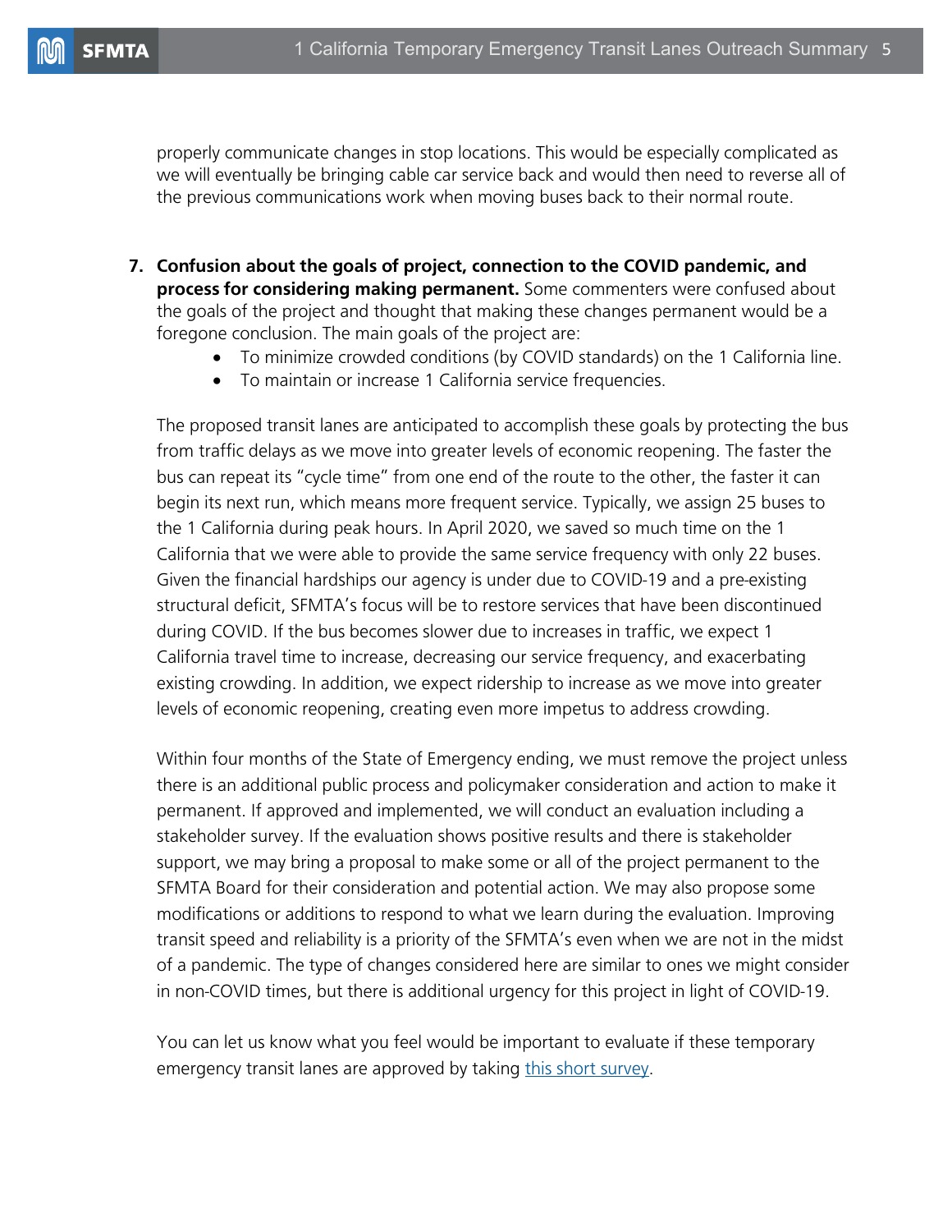properly communicate changes in stop locations. This would be especially complicated as we will eventually be bringing cable car service back and would then need to reverse all of the previous communications work when moving buses back to their normal route.

7. **Confusion about the goals of project, connection to the COVID pandemic, and process for considering making permanent.** Some commenters were confused about the goals of the project and thought that making these changes permanent would be a foregone conclusion. The main goals of the project are:
    - To minimize crowded conditions (by COVID standards) on the 1 California line.
    - To maintain or increase 1 California service frequencies.

   The proposed transit lanes are anticipated to accomplish these goals by protecting the bus from traffic delays as we move into greater levels of economic reopening. The faster the bus can repeat its "cycle time" from one end of the route to the other, the faster it can begin its next run, which means more frequent service. Typically, we assign 25 buses to the 1 California during peak hours. In April 2020, we saved so much time on the 1 California that we were able to provide the same service frequency with only 22 buses. Given the financial hardships our agency is under due to COVID-19 and a pre-existing structural deficit, SFMTA's focus will be to restore services that have been discontinued during COVID. If the bus becomes slower due to increases in traffic, we expect 1 California travel time to increase, decreasing our service frequency, and exacerbating existing crowding. In addition, we expect ridership to increase as we move into greater levels of economic reopening, creating even more impetus to address crowding.

   Within four months of the State of Emergency ending, we must remove the project unless there is an additional public process and policymaker consideration and action to make it permanent. If approved and implemented, we will conduct an evaluation including a stakeholder survey. If the evaluation shows positive results and there is stakeholder support, we may bring a proposal to make some or all of the project permanent to the SFMTA Board for their consideration and potential action. We may also propose some modifications or additions to respond to what we learn during the evaluation. Improving transit speed and reliability is a priority of the SFMTA's even when we are not in the midst of a pandemic. The type of changes considered here are similar to ones we might consider in non-COVID times, but there is additional urgency for this project in light of COVID-19.

   You can let us know what you feel would be important to evaluate if these temporary emergency transit lanes are approved by taking this short survey.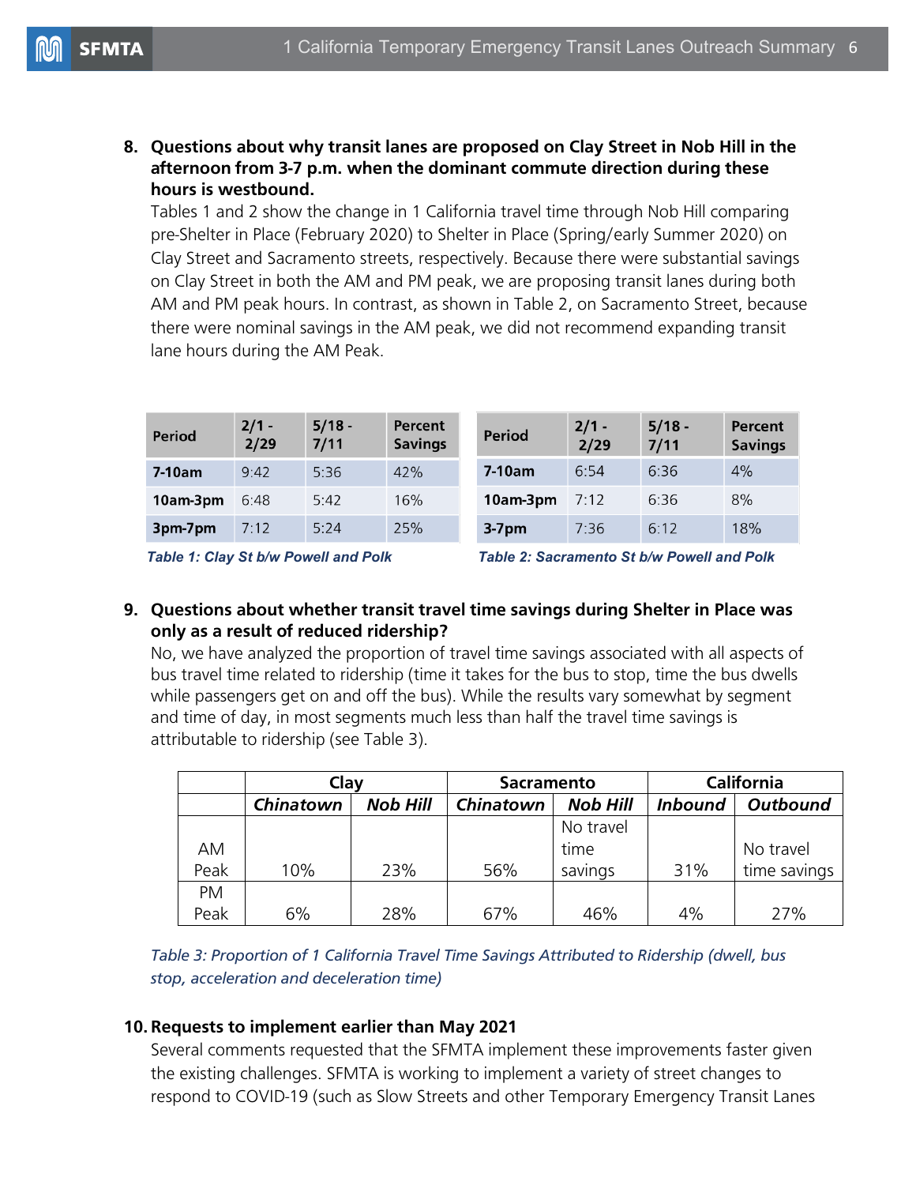8. **Questions about why transit lanes are proposed on Clay Street in Nob Hill in the afternoon from 3-7 p.m. when the dominant commute direction during these hours is westbound.**
   Tables 1 and 2 show the change in 1 California travel time through Nob Hill comparing pre-Shelter in Place (February 2020) to Shelter in Place (Spring/early Summer 2020) on Clay Street and Sacramento streets, respectively. Because there were substantial savings on Clay Street in both the AM and PM peak, we are proposing transit lanes during both AM and PM peak hours. In contrast, as shown in Table 2, on Sacramento Street, because there were nominal savings in the AM peak, we did not recommend expanding transit lane hours during the AM Peak.

| Period | 2/1 - 2/29 | 5/18 - 7/11 | Percent Savings |
|---|---|---|---|
| **7-10am** | 9:42 | 5:36 | 42% |
| **10am-3pm** | 6:48 | 5:42 | 16% |
| **3pm-7pm** | 7:12 | 5:24 | 25% |

*Table 1: Clay St b/w Powell and Polk*

| Period | 2/1 - 2/29 | 5/18 - 7/11 | Percent Savings |
|---|---|---|---|
| **7-10am** | 6:54 | 6:36 | 4% |
| **10am-3pm** | 7:12 | 6:36 | 8% |
| **3-7pm** | 7:36 | 6:12 | 18% |

*Table 2: Sacramento St b/w Powell and Polk*

9. **Questions about whether transit travel time savings during Shelter in Place was only as a result of reduced ridership?**
   No, we have analyzed the proportion of travel time savings associated with all aspects of bus travel time related to ridership (time it takes for the bus to stop, time the bus dwells while passengers get on and off the bus). While the results vary somewhat by segment and time of day, in most segments much less than half the travel time savings is attributable to ridership (see Table 3).

| | Clay | | Sacramento | | California | |
|---|---|---|---|---|---|---|
| | ***Chinatown*** | ***Nob Hill*** | ***Chinatown*** | ***Nob Hill*** | ***Inbound*** | ***Outbound*** |
| AM Peak | 10% | 23% | 56% | No travel time savings | 31% | No travel time savings |
| PM Peak | 6% | 28% | 67% | 46% | 4% | 27% |

*Table 3: Proportion of 1 California Travel Time Savings Attributed to Ridership (dwell, bus stop, acceleration and deceleration time)*

10. **Requests to implement earlier than May 2021**
    Several comments requested that the SFMTA implement these improvements faster given the existing challenges. SFMTA is working to implement a variety of street changes to respond to COVID-19 (such as Slow Streets and other Temporary Emergency Transit Lanes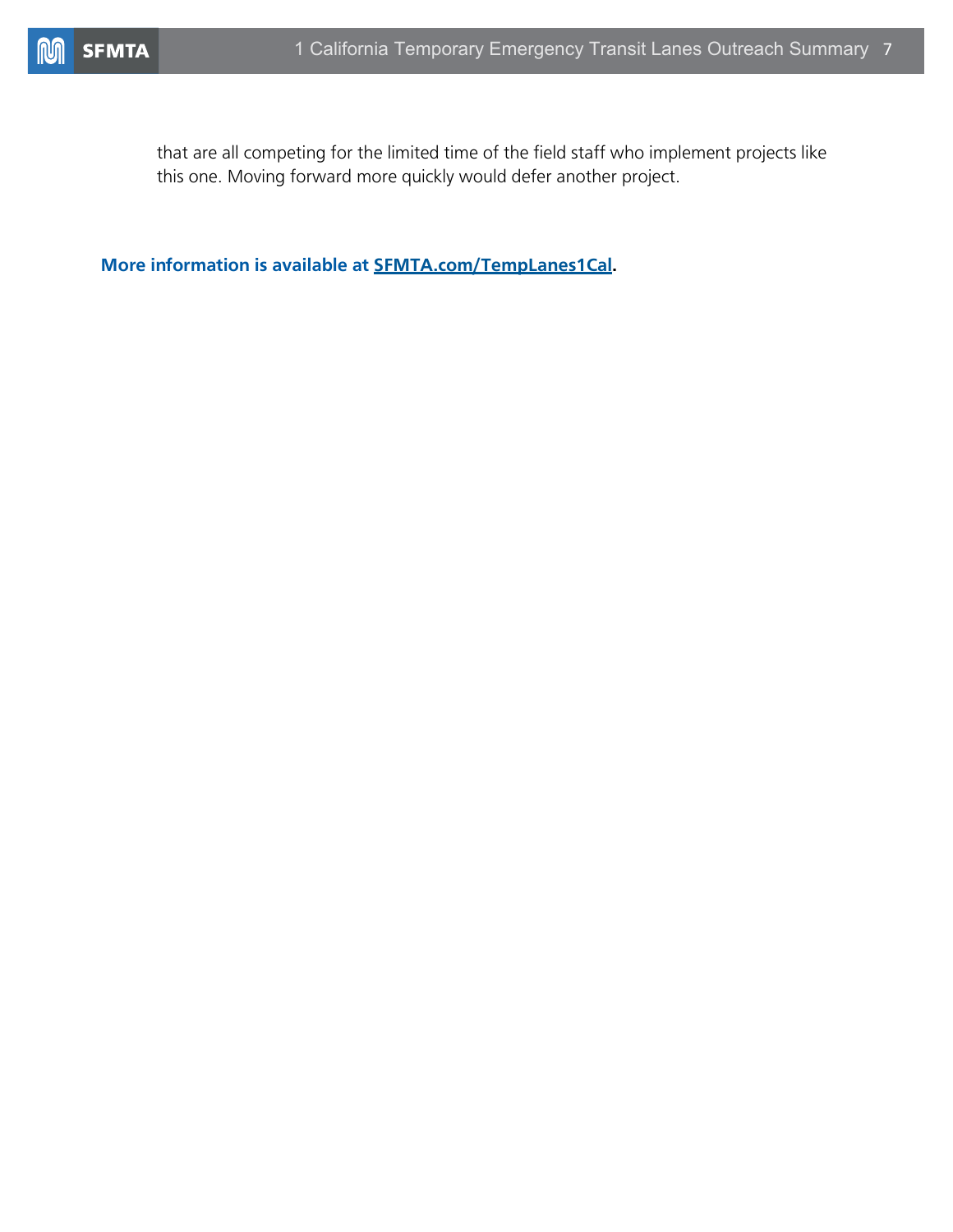that are all competing for the limited time of the field staff who implement projects like this one. Moving forward more quickly would defer another project.

**More information is available at [SFMTA.com/TempLanes1Cal](SFMTA.com/TempLanes1Cal).**